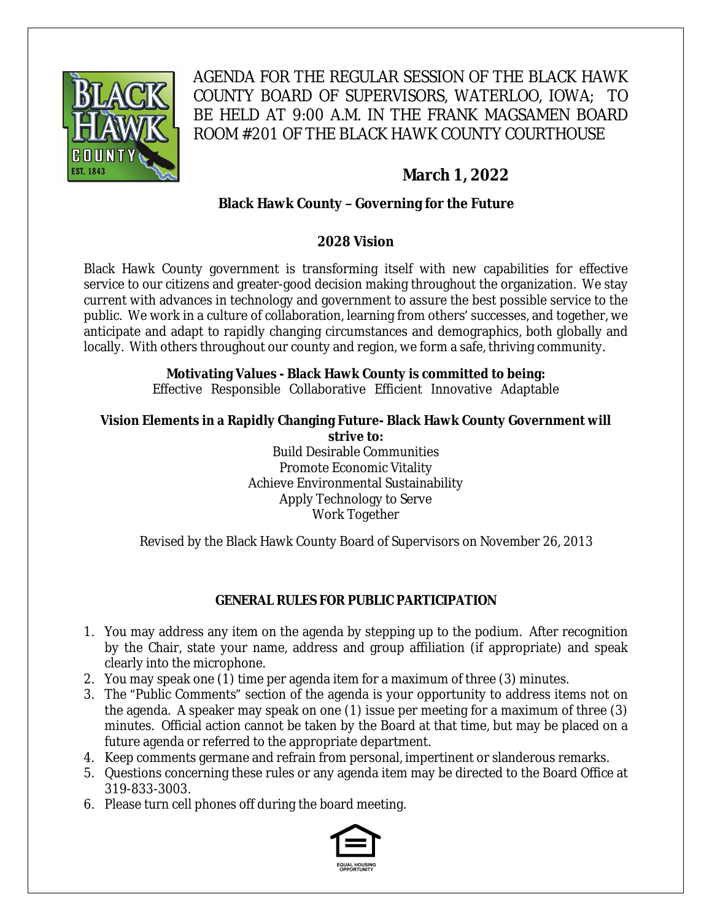AGENDA FOR THE REGULAR SESSION OF THE BLACK HAWK COUNTY BOARD OF SUPERVISORS, WATERLOO, IOWA; TO BE HELD AT 9:00 A.M. IN THE FRANK MAGSAMEN BOARD ROOM #201 OF THE BLACK HAWK COUNTY COURTHOUSE

**March 1, 2022**

**Black Hawk County – Governing for the Future**

## 2028 Vision

Black Hawk County government is transforming itself with new capabilities for effective service to our citizens and greater-good decision making throughout the organization. We stay current with advances in technology and government to assure the best possible service to the public. We work in a culture of collaboration, learning from others' successes, and together, we anticipate and adapt to rapidly changing circumstances and demographics, both globally and locally. With others throughout our county and region, we form a safe, thriving community.

**Motivating Values - Black Hawk County is committed to being:**
Effective Responsible Collaborative Efficient Innovative Adaptable

**Vision Elements in a Rapidly Changing Future- Black Hawk County Government will strive to:**

Build Desirable Communities
Promote Economic Vitality
Achieve Environmental Sustainability
Apply Technology to Serve
Work Together

Revised by the Black Hawk County Board of Supervisors on November 26, 2013

## GENERAL RULES FOR PUBLIC PARTICIPATION

1. You may address any item on the agenda by stepping up to the podium. After recognition by the Chair, state your name, address and group affiliation (if appropriate) and speak clearly into the microphone.
2. You may speak one (1) time per agenda item for a maximum of three (3) minutes.
3. The "Public Comments" section of the agenda is your opportunity to address items not on the agenda. A speaker may speak on one (1) issue per meeting for a maximum of three (3) minutes. Official action cannot be taken by the Board at that time, but may be placed on a future agenda or referred to the appropriate department.
4. Keep comments germane and refrain from personal, impertinent or slanderous remarks.
5. Questions concerning these rules or any agenda item may be directed to the Board Office at 319-833-3003.
6. Please turn cell phones off during the board meeting.

EQUAL HOUSING OPPORTUNITY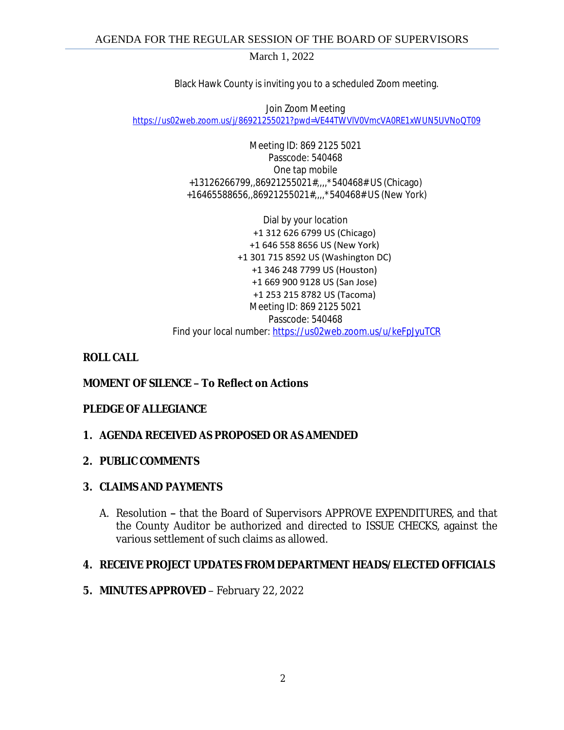AGENDA FOR THE REGULAR SESSION OF THE BOARD OF SUPERVISORS

March 1, 2022

Black Hawk County is inviting you to a scheduled Zoom meeting.

Join Zoom Meeting
https://us02web.zoom.us/j/86921255021?pwd=VE44TWVlV0VmcVA0RE1xWUN5UVNoQT09

Meeting ID: 869 2125 5021
Passcode: 540468
One tap mobile
+13126266799,,86921255021#,,,,*540468# US (Chicago)
+16465588656,,86921255021#,,,,*540468# US (New York)

Dial by your location
+1 312 626 6799 US (Chicago)
+1 646 558 8656 US (New York)
+1 301 715 8592 US (Washington DC)
+1 346 248 7799 US (Houston)
+1 669 900 9128 US (San Jose)
+1 253 215 8782 US (Tacoma)
Meeting ID: 869 2125 5021
Passcode: 540468
Find your local number: https://us02web.zoom.us/u/keFpJyuTCR

**ROLL CALL**

**MOMENT OF SILENCE – To Reflect on Actions**

**PLEDGE OF ALLEGIANCE**

1. **AGENDA RECEIVED AS PROPOSED OR AS AMENDED**

2. **PUBLIC COMMENTS**

3. **CLAIMS AND PAYMENTS**

   A. Resolution **–** that the Board of Supervisors APPROVE EXPENDITURES, and that the County Auditor be authorized and directed to ISSUE CHECKS, against the various settlement of such claims as allowed.

4. **RECEIVE PROJECT UPDATES FROM DEPARTMENT HEADS/ELECTED OFFICIALS**

5. **MINUTES APPROVED** – February 22, 2022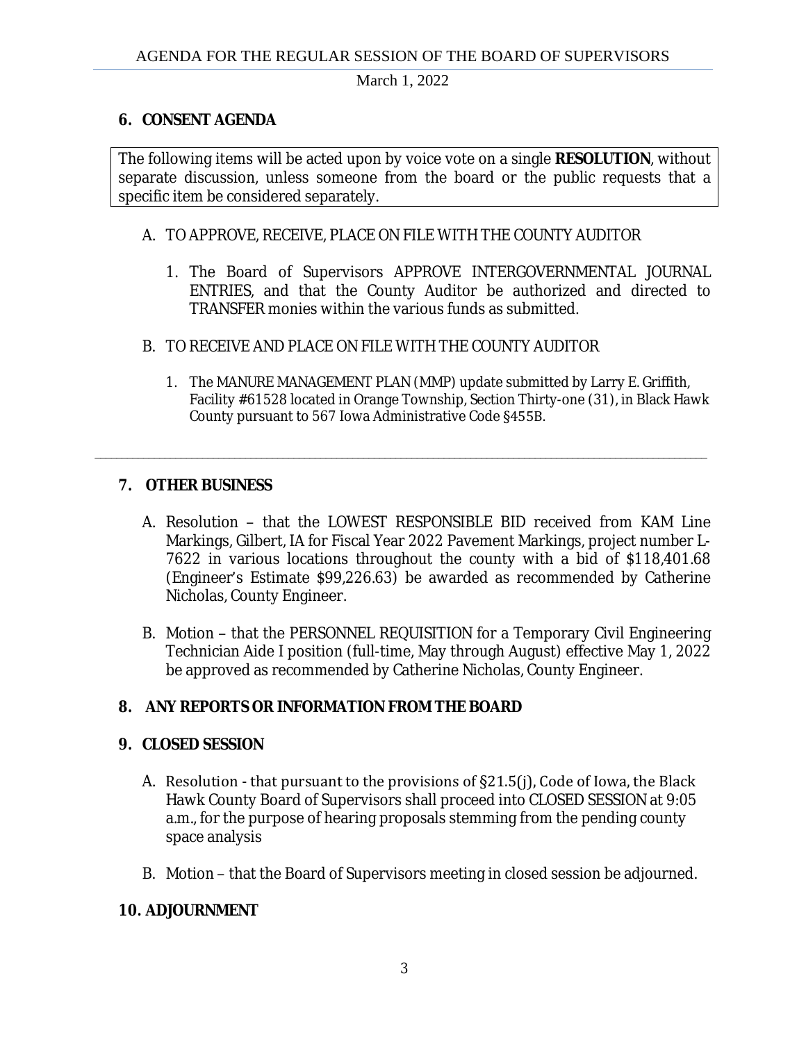## 6. CONSENT AGENDA

The following items will be acted upon by voice vote on a single **RESOLUTION**, without separate discussion, unless someone from the board or the public requests that a specific item be considered separately.

A. TO APPROVE, RECEIVE, PLACE ON FILE WITH THE COUNTY AUDITOR

1. The Board of Supervisors APPROVE INTERGOVERNMENTAL JOURNAL ENTRIES, and that the County Auditor be authorized and directed to TRANSFER monies within the various funds as submitted.

B. TO RECEIVE AND PLACE ON FILE WITH THE COUNTY AUDITOR

1. The MANURE MANAGEMENT PLAN (MMP) update submitted by Larry E. Griffith, Facility #61528 located in Orange Township, Section Thirty-one (31), in Black Hawk County pursuant to 567 Iowa Administrative Code §455B.

---

## 7. OTHER BUSINESS

A. Resolution – that the LOWEST RESPONSIBLE BID received from KAM Line Markings, Gilbert, IA for Fiscal Year 2022 Pavement Markings, project number L-7622 in various locations throughout the county with a bid of $118,401.68 (Engineer's Estimate $99,226.63) be awarded as recommended by Catherine Nicholas, County Engineer.

B. Motion – that the PERSONNEL REQUISITION for a Temporary Civil Engineering Technician Aide I position (full-time, May through August) effective May 1, 2022 be approved as recommended by Catherine Nicholas, County Engineer.

## 8. ANY REPORTS OR INFORMATION FROM THE BOARD

## 9. CLOSED SESSION

A. Resolution - that pursuant to the provisions of §21.5(j), Code of Iowa, the Black Hawk County Board of Supervisors shall proceed into CLOSED SESSION at 9:05 a.m., for the purpose of hearing proposals stemming from the pending county space analysis

B. Motion – that the Board of Supervisors meeting in closed session be adjourned.

## 10. ADJOURNMENT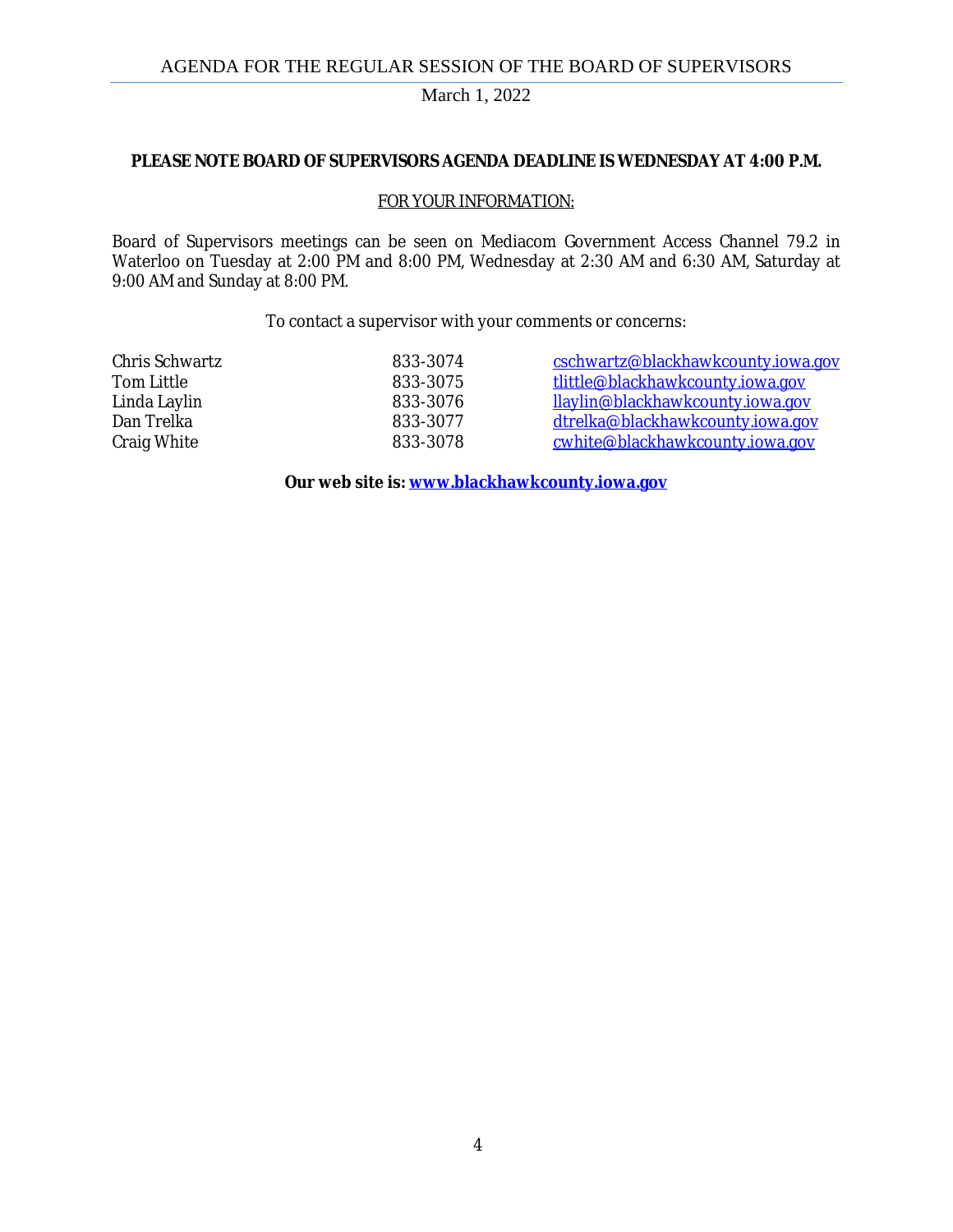AGENDA FOR THE REGULAR SESSION OF THE BOARD OF SUPERVISORS

March 1, 2022

**PLEASE NOTE BOARD OF SUPERVISORS AGENDA DEADLINE IS WEDNESDAY AT 4:00 P.M.**

FOR YOUR INFORMATION:

Board of Supervisors meetings can be seen on Mediacom Government Access Channel 79.2 in Waterloo on Tuesday at 2:00 PM and 8:00 PM, Wednesday at 2:30 AM and 6:30 AM, Saturday at 9:00 AM and Sunday at 8:00 PM.

To contact a supervisor with your comments or concerns:

| | | |
|---|---|---|
| Chris Schwartz | 833-3074 | cschwartz@blackhawkcounty.iowa.gov |
| Tom Little | 833-3075 | tlittle@blackhawkcounty.iowa.gov |
| Linda Laylin | 833-3076 | llaylin@blackhawkcounty.iowa.gov |
| Dan Trelka | 833-3077 | dtrelka@blackhawkcounty.iowa.gov |
| Craig White | 833-3078 | cwhite@blackhawkcounty.iowa.gov |

**Our web site is: www.blackhawkcounty.iowa.gov**